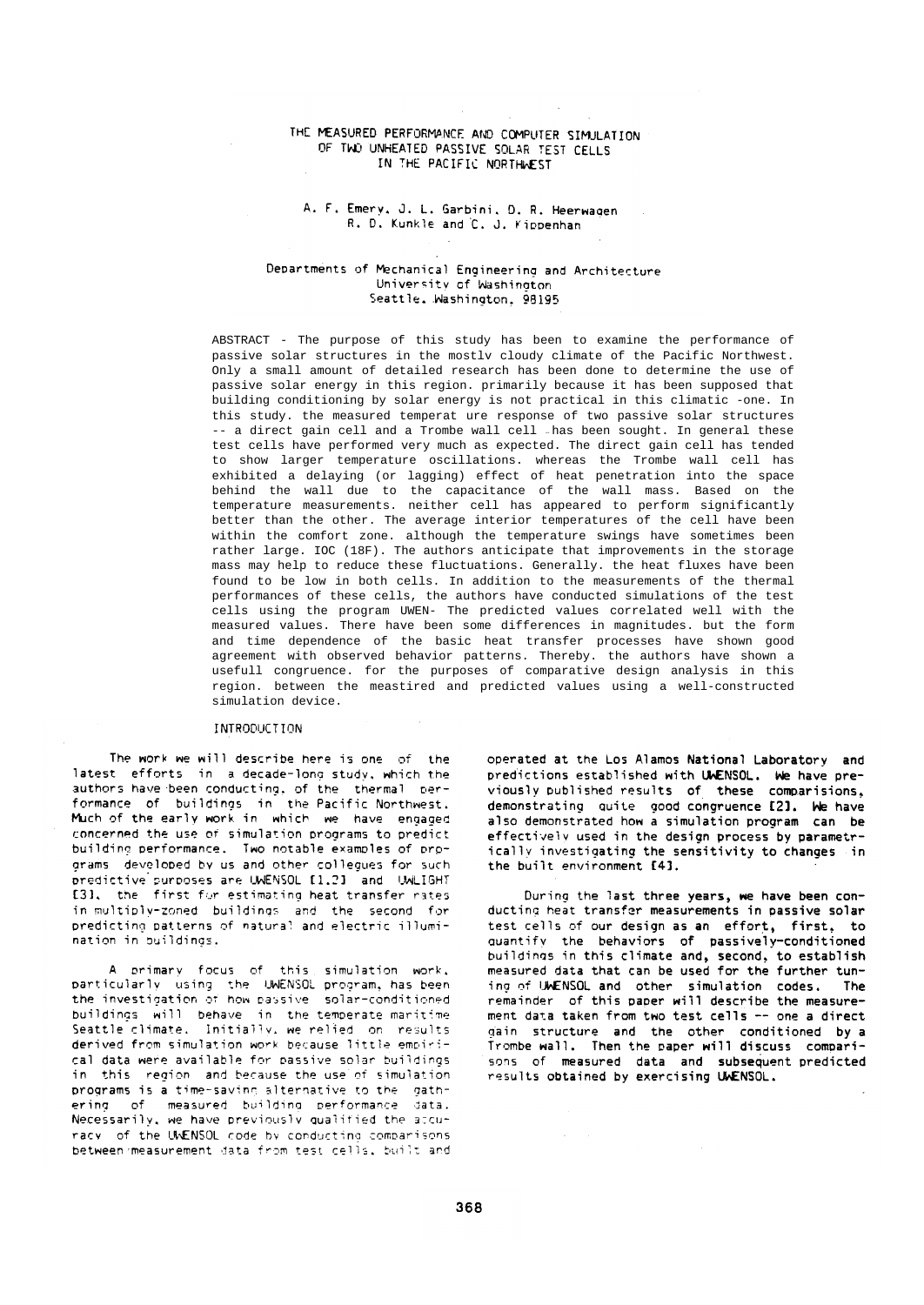# THE MEASURED PERFORMANCE AND COMPUTER SIMULATION OF TWO UNHEATED PASSIVE SOLAR TEST CELLS IN THE PACIFIC NORTHWEST

A. F. Emery, J. L. Garbini, D. R. Heerwagen  
R. D. Kunkle and C. J. Kippenhan

Departments of Mechanical Engineering and Architecture  
University of Washington  
Seattle, Washington, 98195

ABSTRACT - The purpose of this study has been to examine the performance of passive solar structures in the mostlv cloudy climate of the Pacific Northwest. Only a small amount of detailed research has been done to determine the use of passive solar energy in this region. primarily because it has been supposed that building conditioning by solar energy is not practical in this climatic -one. In this study. the measured temperat ure response of two passive solar structures -- a direct gain cell and a Trombe wall cell has been sought. In general these test cells have performed very much as expected. The direct gain cell has tended to show larger temperature oscillations. whereas the Trombe wall cell has exhibited a delaying (or lagging) effect of heat penetration into the space behind the wall due to the capacitance of the wall mass. Based on the temperature measurements. neither cell has appeared to perform significantly better than the other. The average interior temperatures of the cell have been within the comfort zone. although the temperature swings have sometimes been rather large. IOC (18F). The authors anticipate that improvements in the storage mass may help to reduce these fluctuations. Generally. the heat fluxes have been found to be low in both cells. In addition to the measurements of the thermal performances of these cells, the authors have conducted simulations of the test cells using the program UWEN- The predicted values correlated well with the measured values. There have been some differences in magnitudes. but the form and time dependence of the basic heat transfer processes have shown good agreement with observed behavior patterns. Thereby. the authors have shown a usefull congruence. for the purposes of comparative design analysis in this region. between the meastired and predicted values using a well-constructed simulation device.

## INTRODUCTION

The work we will describe here is one of the latest efforts in a decade-long study, which the authors have been conducting, of the thermal performance of buildings in the Pacific Northwest. Much of the early work in which we have engaged concerned the use of simulation programs to predict building performance. Two notable examples of programs developed by us and other collegues for such predictive purposes are UWENSOL [1,2] and UWLIGHT [3], the first for estimating heat transfer rates in multiply-zoned buildings and the second for predicting patterns of natural and electric illumination in buildings.

A primary focus of this simulation work, particularly using the UWENSOL program, has been the investigation of how passive solar-conditioned buildings will behave in the temperate maritime Seattle climate. Initially, we relied on results derived from simulation work because little empirical data were available for passive solar buildings in this region and because the use of simulation programs is a time-saving alternative to the gathering of measured building performance data. Necessarily, we have previously qualified the accuracy of the UWENSOL code by conducting comparisons between measurement data from test cells, built and operated at the Los Alamos National Laboratory and predictions established with UWENSOL. We have previously published results of these comparisons, demonstrating quite good congruence [2]. We have also demonstrated how a simulation program can be effectively used in the design process by parametrically investigating the sensitivity to changes in the built environment [4].

During the last three years, we have been conducting heat transfer measurements in passive solar test cells of our design as an effort, first, to quantify the behaviors of passively-conditioned buildings in this climate and, second, to establish measured data that can be used for the further tuning of UWENSOL and other simulation codes. The remainder of this paper will describe the measurement data taken from two test cells -- one a direct gain structure and the other conditioned by a Trombe wall. Then the paper will discuss comparisons of measured data and subsequent predicted results obtained by exercising UWENSOL.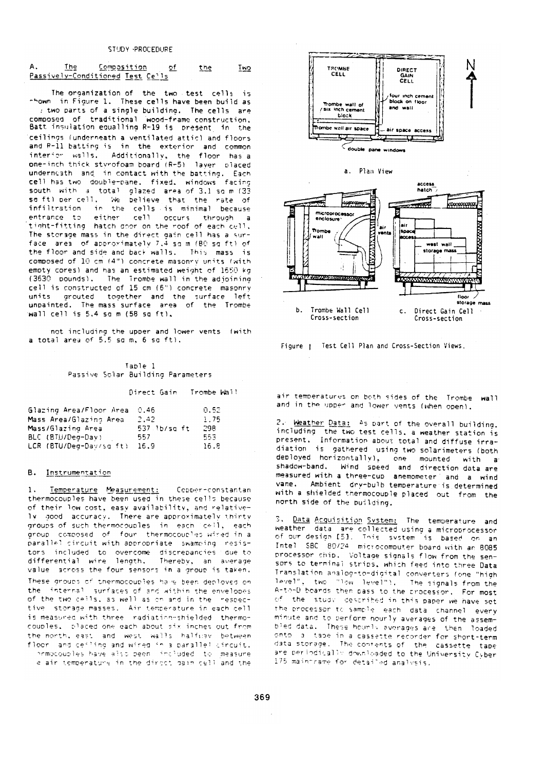STUDY PROCEDURE

## A. The Composition of the Two Passively-Conditioned Test Cells

The organization of the two test cells is shown in Figure 1. These cells have been build as two parts of a single building. The cells are composed of traditional wood-frame construction. Batt insulation equalling R-19 is present in the ceilings (underneath a ventilated attic) and floors and R-11 batting is in the exterior and common interior walls. Additionally, the floor has a one-inch thick styrofoam board (R-5) layer placed underneath and in contact with the batting. Each cell has two double-pane, fixed, windows facing south with a total glazed area of 3.1 sq m (33 sq ft) per cell. We believe that the rate of infiltration in the cells is minimal because entrance to either cell occurs through a tight-fitting hatch door on the roof of each cell. The storage mass in the direct gain cell has a surface area of approximately 7.4 sq m (80 sq ft) of the floor and side and back walls. This mass is composed of 10 cm (4") concrete masonry units (with empty cores) and has an estimated weight of 1650 kg (3630 pounds). The Trombe wall in the adjoining cell is constructed of 15 cm (6") concrete masonry units grouted together and the surface left unpainted. The mass surface area of the Trombe wall cell is 5.4 sq m (58 sq ft).

not including the upper and lower vents (with a total area of 5.5 sq m, 6 sq ft).

Table 1
Passive Solar Building Parameters

| | Direct Gain | Trombe Wall |
|---|---|---|
| Glazing Area/Floor Area | 0.46 | 0.52 |
| Mass Area/Glazing Area | 2.42 | 1.75 |
| Mass/Glazing Area | 537 lb/sq ft | 298 |
| BLC (BTU/Deg-Day) | 557 | 553 |
| LCR (BTU/Deg-Day/sq ft) | 16.9 | 16.8 |

## B. Instrumentation

1. Temperature Measurement: Copper-constantan thermocouples have been used in these cells because of their low cost, easy availability, and relatively good accuracy. There are approximately thirty groups of such thermocouples in each cell, each group composed of four thermocouples wired in a parallel circuit with appropriate swamping resistors included to overcome discrepancies due to differential wire length. Thereby, an average value across the four sensors in a group is taken. These groups of thermocouples have been deployed on the internal surfaces of and within the envelopes of the two cells, as well as on and in the respective storage masses. Air temperature in each cell is measured with three radiation-shielded thermocouples, placed one each about six inches out from the north, east and west walls halfway between floor and ceiling and wired in a parallel circuit. Thermocouples have also been included to measure the air temperature in the direct gain cell and the air temperatures on both sides of the Trombe wall and in the upper and lower vents (when open).

2. Weather Data: As part of the overall building, including the two test cells, a weather station is present. Information about total and diffuse irradiation is gathered using two solarimeters (both deployed horizontally), one mounted with a shadow-band. Wind speed and direction data are measured with a three-cup anemometer and a wind vane. Ambient dry-bulb temperature is determined with a shielded thermocouple placed out from the north side of the building.

3. Data Acquisition System: The temperature and weather data are collected using a microprocessor of our design [5]. This system is based on an Intel SBC 80/24 microcomputer board with an 8085 processor chip. Voltage signals flow from the sensors to terminal strips, which feed into three Data Translation analog-to-digital converters (one "high level", two "low level"). The signals from the A-to-D boards then pass to the processor. For most of the study described in this paper we have set the processor to sample each data channel every minute and to perform hourly averages of the assembled data. These hourly averages are then loaded onto a tape in a cassette recorder for short-term data storage. The contents of the cassette tape are periodically downloaded to the University Cyber 175 mainframe for detailed analysis.

Figure 1 Test Cell Plan and Cross-Section Views.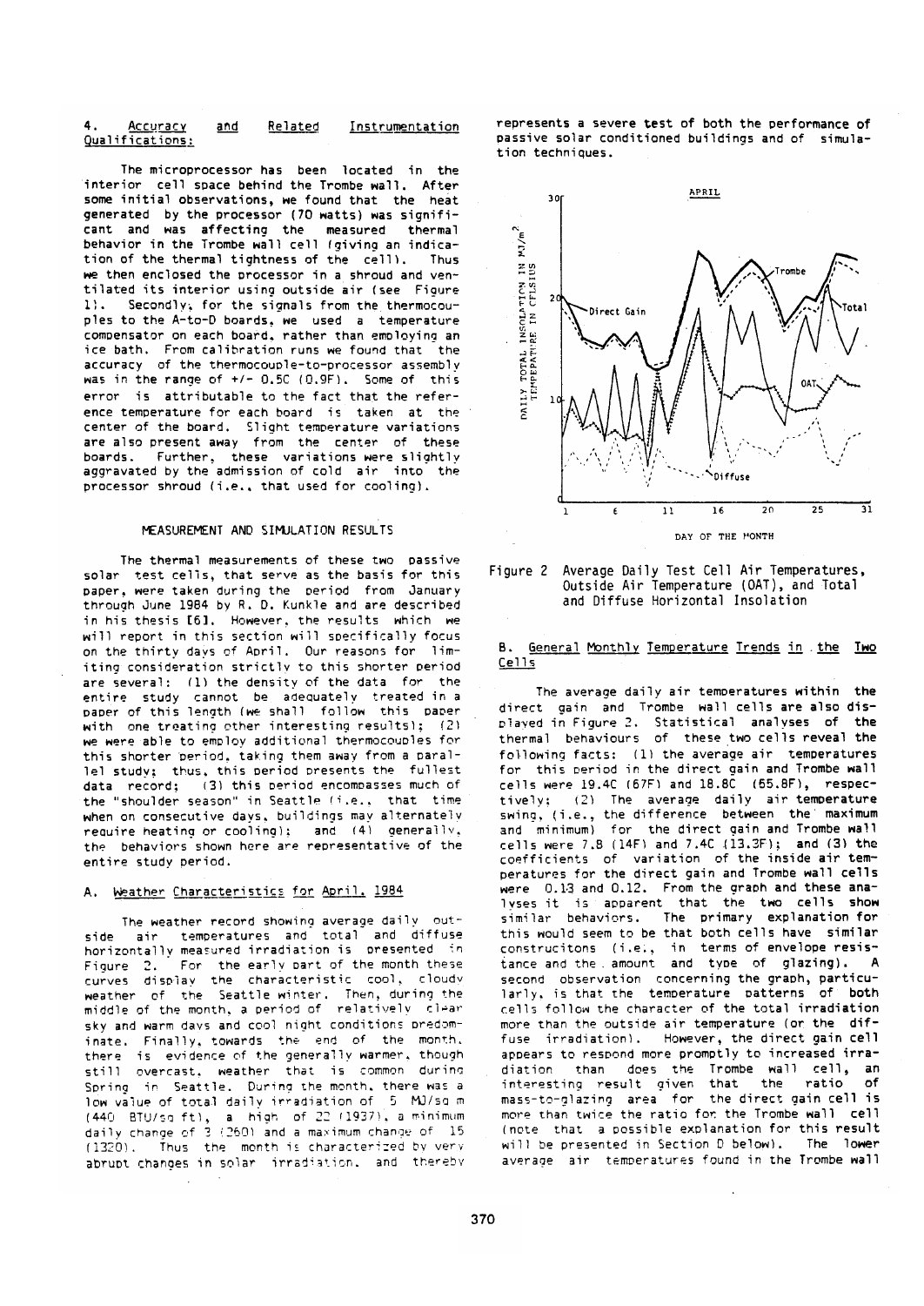## 4. Accuracy and Related Instrumentation Qualifications:

The microprocessor has been located in the interior cell space behind the Trombe wall. After some initial observations, we found that the heat generated by the processor (70 watts) was significant and was affecting the measured thermal behavior in the Trombe wall cell (giving an indication of the thermal tightness of the cell). Thus we then enclosed the processor in a shroud and ventilated its interior using outside air (see Figure 1). Secondly, for the signals from the thermocouples to the A-to-D boards, we used a temperature compensator on each board, rather than employing an ice bath. From calibration runs we found that the accuracy of the thermocouple-to-processor assembly was in the range of +/- 0.5C (0.9F). Some of this error is attributable to the fact that the reference temperature for each board is taken at the center of the board. Slight temperature variations are also present away from the center of these boards. Further, these variations were slightly aggravated by the admission of cold air into the processor shroud (i.e., that used for cooling).

# MEASUREMENT AND SIMULATION RESULTS

The thermal measurements of these two passive solar test cells, that serve as the basis for this paper, were taken during the period from January through June 1984 by R. D. Kunkle and are described in his thesis [6]. However, the results which we will report in this section will specifically focus on the thirty days of April. Our reasons for limiting consideration strictly to this shorter period are several: (1) the density of the data for the entire study cannot be adequately treated in a paper of this length (we shall follow this paper with one treating other interesting results); (2) we were able to employ additional thermocouples for this shorter period, taking them away from a parallel study; thus, this period presents the fullest data record; (3) this period encompasses much of the "shoulder season" in Seattle (i.e., that time when on consecutive days, buildings may alternately require heating or cooling); and (4) generally, the behaviors shown here are representative of the entire study period.

## A. Weather Characteristics for April, 1984

The weather record showing average daily outside air temperatures and total and diffuse horizontally measured irradiation is presented in Figure 2. For the early part of the month these curves display the characteristic cool, cloudy weather of the Seattle winter. Then, during the middle of the month, a period of relatively clear sky and warm days and cool night conditions predominate. Finally, towards the end of the month, there is evidence of the generally warmer, though still overcast, weather that is common during Spring in Seattle. During the month, there was a low value of total daily irradiation of 5 MJ/sq m (440 BTU/sq ft), a high of 22 (1937), a minimum daily change of 3 (260) and a maximum change of 15 (1320). Thus the month is characterized by very abrupt changes in solar irradiation, and thereby represents a severe test of both the performance of passive solar conditioned buildings and of simulation techniques.

Figure 2 Average Daily Test Cell Air Temperatures, Outside Air Temperature (OAT), and Total and Diffuse Horizontal Insolation

## B. General Monthly Temperature Trends in the Two Cells

The average daily air temperatures within the direct gain and Trombe wall cells are also displayed in Figure 2. Statistical analyses of the thermal behaviours of these two cells reveal the following facts: (1) the average air temperatures for this period in the direct gain and Trombe wall cells were 19.4C (67F) and 18.8C (65.8F), respectively; (2) The average daily air temperature swing, (i.e., the difference between the maximum and minimum) for the direct gain and Trombe wall cells were 7.8 (14F) and 7.4C (13.3F); and (3) the coefficients of variation of the inside air temperatures for the direct gain and Trombe wall cells were 0.13 and 0.12. From the graph and these analyses it is apparent that the two cells show similar behaviors. The primary explanation for this would seem to be that both cells have similar construcitons (i.e., in terms of envelope resistance and the amount and type of glazing). A second observation concerning the graph, particularly, is that the temperature patterns of both cells follow the character of the total irradiation more than the outside air temperature (or the diffuse irradiation). However, the direct gain cell appears to respond more promptly to increased irradiation than does the Trombe wall cell, an interesting result given that the ratio of mass-to-glazing area for the direct gain cell is more than twice the ratio for the Trombe wall cell (note that a possible explanation for this result will be presented in Section D below). The lower average air temperatures found in the Trombe wall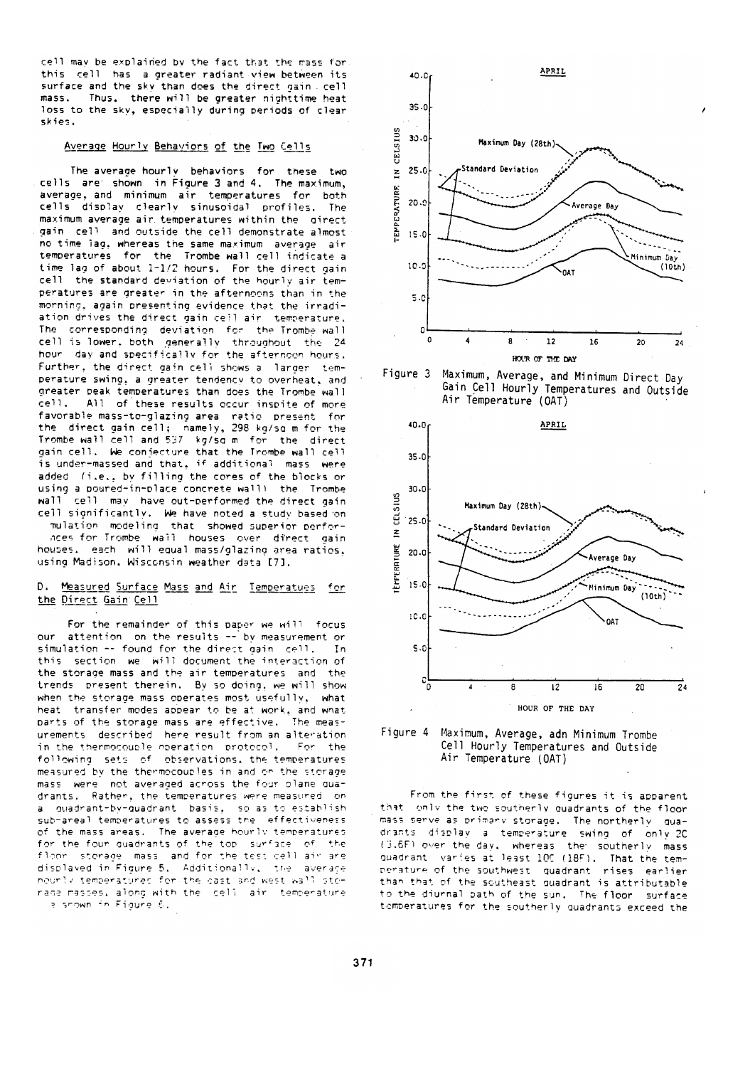cell may be explained by the fact that the mass for this cell has a greater radiant view between its surface and the sky than does the direct gain cell mass. Thus, there will be greater nighttime heat loss to the sky, especially during periods of clear skies.

### Average Hourly Behaviors of the Two Cells

The average hourly behaviors for these two cells are shown in Figure 3 and 4. The maximum, average, and minimum air temperatures for both cells display clearly sinusoidal profiles. The maximum average air temperatures within the direct gain cell and outside the cell demonstrate almost no time lag, whereas the same maximum average air temperatures for the Trombe wall cell indicate a time lag of about 1-1/2 hours. For the direct gain cell the standard deviation of the hourly air temperatures are greater in the afternoons than in the morning, again presenting evidence that the irradiation drives the direct gain cell air temperature. The corresponding deviation for the Trombe wall cell is lower, both generally throughout the 24 hour day and specifically for the afternoon hours. Further, the direct gain cell shows a larger temperature swing, a greater tendency to overheat, and greater peak temperatures than does the Trombe wall cell. All of these results occur inspite of more favorable mass-to-glazing area ratio present for the direct gain cell; namely, 298 kg/sq m for the Trombe wall cell and 537 kg/sq m for the direct gain cell. We conjecture that the Trombe wall cell is under-massed and that, if additional mass were added (i.e., by filling the cores of the blocks or using a poured-in-place concrete wall) the Trombe wall cell may have out-performed the direct gain cell significantly. We have noted a study based on simulation modeling that showed superior performances for Trombe wall houses over direct gain houses, each will equal mass/glazing area ratios, using Madison, Wisconsin weather data [7].

### D. Measured Surface Mass and Air Temperatues for the Direct Gain Cell

For the remainder of this paper we will focus our attention on the results -- by measurement or simulation -- found for the direct gain cell. In this section we will document the interaction of the storage mass and the air temperatures and the trends present therein. By so doing, we will show when the storage mass operates most usefully, what heat transfer modes appear to be at work, and what parts of the storage mass are effective. The measurements described here result from an alteration in the thermocouple operation protocol. For the following sets of observations, the temperatures measured by the thermocouples in and on the storage mass were not averaged across the four plane quadrants. Rather, the temperatures were measured on a quadrant-by-quadrant basis, so as to establish sub-areal temperatures to assess the effectiveness of the mass areas. The average hourly temperatures for the four quadrants of the top surface of the floor storage mass and for the test cell air are displayed in Figure 5. Additionally, the average hourly temperatures for the east and west wall storage masses, along with the cell air temperature is shown in Figure 6.

Figure 3 Maximum, Average, and Minimum Direct Day Gain Cell Hourly Temperatures and Outside Air Temperature (OAT)

Figure 4 Maximum, Average, adn Minimum Trombe Cell Hourly Temperatures and Outside Air Temperature (OAT)

From the first of these figures it is apparent that only the two southerly quadrants of the floor mass serve as primary storage. The northerly quadrants display a temperature swing of only 2C (3.6F) over the day, whereas the southerly mass quadrant varies at least 10C (18F). That the temperature of the southwest quadrant rises earlier than that of the southeast quadrant is attributable to the diurnal path of the sun. The floor surface temperatures for the southerly quadrants exceed the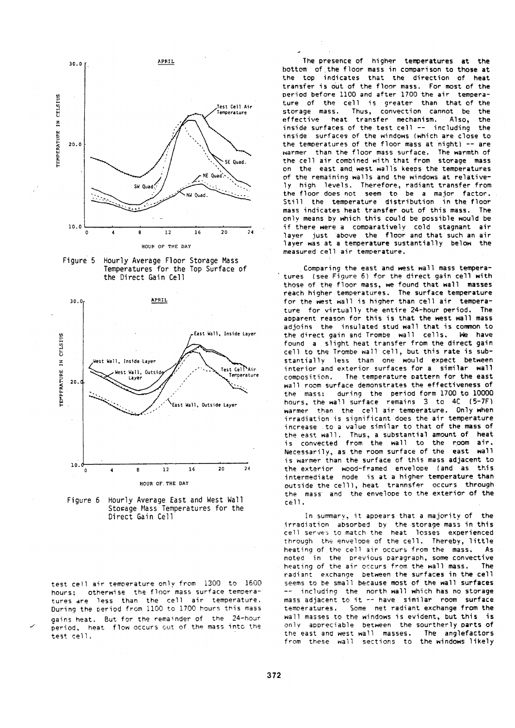Figure 5 Hourly Average Floor Storage Mass Temperatures for the Top Surface of the Direct Gain Cell

Figure 6 Hourly Average East and West Wall Storage Mass Temperatures for the Direct Gain Cell

test cell air temperature only from 1300 to 1600 hours; otherwise the floor mass surface temperatures are less than the cell air temperature. During the period from 1100 to 1700 hours this mass gains heat. But for the remainder of the 24-hour period, heat flow occurs out of the mass into the test cell.

The presence of higher temperatures at the bottom of the floor mass in comparison to those at the top indicates that the direction of heat transfer is out of the floor mass. For most of the period before 1100 and after 1700 the air temperature of the cell is greater than that of the storage mass. Thus, convection cannot be the effective heat transfer mechanism. Also, the inside surfaces of the test cell -- including the inside surfaces of the windows (which are close to the temperatures of the floor mass at night) -- are warmer than the floor mass surface. The warmth of the cell air combined with that from storage mass on the east and west walls keeps the temperatures of the remaining walls and the windows at relatively high levels. Therefore, radiant transfer from the floor does not seem to be a major factor. Still the temperature distribution in the floor mass indicates heat transfer out of this mass. The only means by which this could be possible would be if there were a comparatively cold stagnant air layer just above the floor and that such an air layer was at a temperature substantially below the measured cell air temperature.

Comparing the east and west wall mass temperatures (see Figure 6) for the direct gain cell with those of the floor mass, we found that wall masses reach higher temperatures. The surface temperature for the west wall is higher than cell air temperature for virtually the entire 24-hour period. The apparent reason for this is that the west wall mass adjoins the insulated stud wall that is common to the direct gain and Trombe wall cells. We have found a slight heat transfer from the direct gain cell to the Trombe wall cell, but this rate is substantially less than one would expect between interior and exterior surfaces for a similar wall composition. The temperature pattern for the east wall room surface demonstrates the effectiveness of the mass: during the period form 1700 to 10000 hours, the wall surface remains 3 to 4C (5-7F) warmer than the cell air temperature. Only when irradiation is significant does the air temperature increase to a value similar to that of the mass of the east wall. Thus, a substantial amount of heat is convected from the wall to the room air. Necessarily, as the room surface of the east wall is warmer than the surface of this mass adjacent to the exterior wood-framed envelope (and as this intermediate node is at a higher temperature than outside the cell), heat trannsfer occurs through the mass and the envelope to the exterior of the cell.

In summary, it appears that a majority of the irradiation absorbed by the storage mass in this cell serves to match the heat losses experienced through the envelope of the cell. Thereby, little heating of the cell air occurs from the mass. As noted in the previous paragraph, some convective heating of the air occurs from the wall mass. The radiant exchange between the surfaces in the cell seems to be small because most of the wall surfaces -- including the north wall which has no storage mass adjacent to it -- have similar room surface temperatures. Some net radiant exchange from the wall masses to the windows is evident, but this is only appreciable between the sourtherly parts of the east and west wall masses. The anglefactors from these wall sections to the windows likely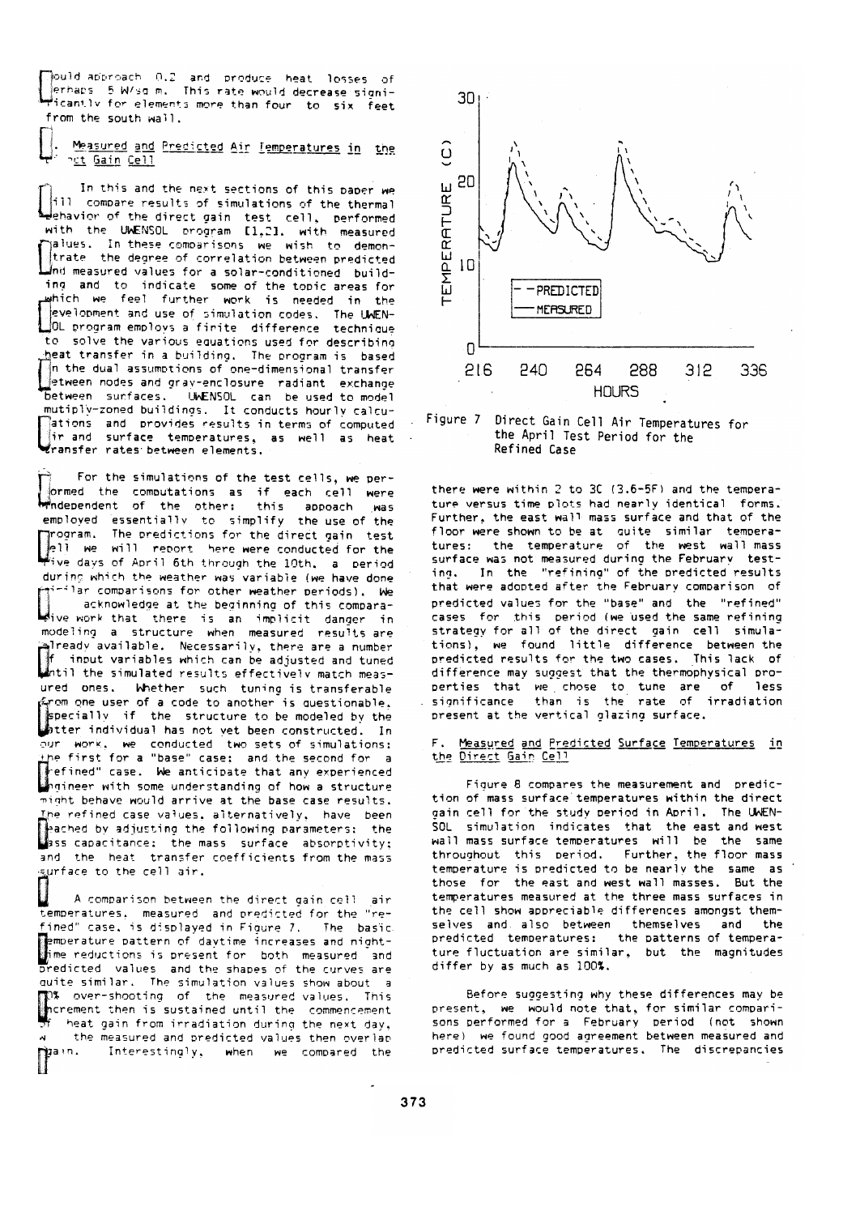would approach 0.2 and produce heat losses of perhaps 5 W/sq m. This rate would decrease significantly for elements more than four to six feet from the south wall.

## E. Measured and Predicted Air Temperatures in the Direct Gain Cell

In this and the next sections of this paper we will compare results of simulations of the thermal behavior of the direct gain test cell, performed with the UWENSOL program [1,2], with measured values. In these comparisons we wish to demonstrate the degree of correlation between predicted and measured values for a solar-conditioned building and to indicate some of the topic areas for which we feel further work is needed in the development and use of simulation codes. The UWENSOL program employs a finite difference technique to solve the various equations used for describing heat transfer in a building. The program is based on the dual assumptions of one-dimensional transfer between nodes and gray-enclosure radiant exchange between surfaces. UWENSOL can be used to model mutiply-zoned buildings. It conducts hourly calculations and provides results in terms of computed air and surface temperatures, as well as heat transfer rates between elements.

For the simulations of the test cells, we performed the computations as if each cell were independent of the other; this appoach was employed essentially to simplify the use of the program. The predictions for the direct gain test cell we will report here were conducted for the five days of April 6th through the 10th, a period during which the weather was variable (we have done similar comparisons for other weather periods). We acknowledge at the beginning of this comparative work that there is an implicit danger in modeling a structure when measured results are already available. Necessarily, there are a number of input variables which can be adjusted and tuned until the simulated results effectively match measured ones. Whether such tuning is transferable from one user of a code to another is questionable, especially if the structure to be modeled by the latter individual has not yet been constructed. In our work, we conducted two sets of simulations: the first for a "base" case; and the second for a "refined" case. We anticipate that any experienced engineer with some understanding of how a structure might behave would arrive at the base case results. The refined case values, alternatively, have been reached by adjusting the following parameters: the mass capacitance; the mass surface absorptivity; and the heat transfer coefficients from the mass surface to the cell air.

A comparison between the direct gain cell air temperatures, measured and predicted for the "refined" case, is displayed in Figure 7. The basic temperature pattern of daytime increases and nighttime reductions is present for both measured and predicted values and the shapes of the curves are quite similar. The simulation values show about a 3% over-shooting of the measured values. This increment then is sustained until the commencement of heat gain from irradiation during the next day, when the measured and predicted values then overlap again. Interestingly, when we compared the

Figure 7 Direct Gain Cell Air Temperatures for the April Test Period for the Refined Case

there were within 2 to 3C (3.6-5F) and the temperature versus time plots had nearly identical forms. Further, the east wall mass surface and that of the floor were shown to be at quite similar temperatures: the temperature of the west wall mass surface was not measured during the February testing. In the "refining" of the predicted results that were adopted after the February comparison of predicted values for the "base" and the "refined" cases for this period (we used the same refining strategy for all of the direct gain cell simulations), we found little difference between the predicted results for the two cases. This lack of difference may suggest that the thermophysical properties that we chose to tune are of less significance than is the rate of irradiation present at the vertical glazing surface.

## F. Measured and Predicted Surface Temperatures in the Direct Gain Cell

Figure 8 compares the measurement and prediction of mass surface temperatures within the direct gain cell for the study period in April. The UWENSOL simulation indicates that the east and west wall mass surface temperatures will be the same throughout this period. Further, the floor mass temperature is predicted to be nearly the same as those for the east and west wall masses. But the temperatures measured at the three mass surfaces in the cell show appreciable differences amongst themselves and also between themselves and the predicted temperatures: the patterns of temperature fluctuation are similar, but the magnitudes differ by as much as 100%.

Before suggesting why these differences may be present, we would note that, for similar comparisons performed for a February period (not shown here) we found good agreement between measured and predicted surface temperatures. The discrepancies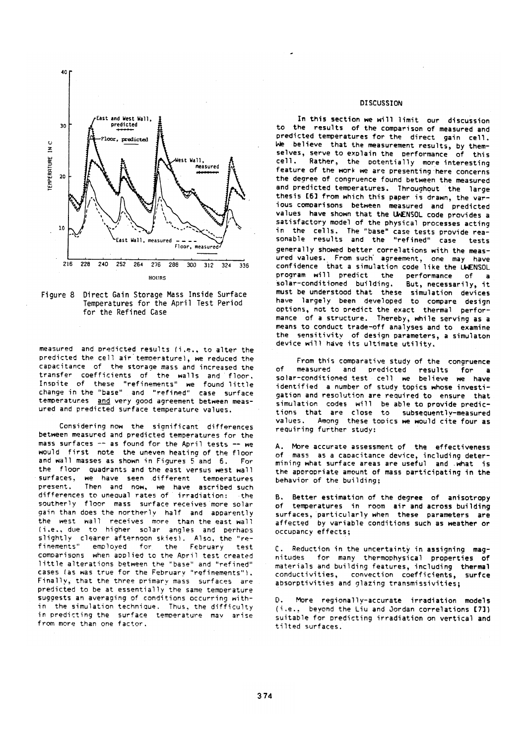Figure 8 Direct Gain Storage Mass Inside Surface Temperatures for the April Test Period for the Refined Case

measured and predicted results (i.e., to alter the predicted the cell air temperature), we reduced the capacitance of the storage mass and increased the transfer coefficients of the walls and floor. Inspite of these "refinements" we found little change in the "base" and "refined" case surface temperatures and very good agreement between measured and predicted surface temperature values.

Considering now the significant differences between measured and predicted temperatures for the mass surfaces -- as found for the April tests -- we would first note the uneven heating of the floor and wall masses as shown in Figures 5 and 6. For the floor quadrants and the east versus west wall surfaces, we have seen different temperatures present. Then and now, we have ascribed such differences to unequal rates of irradiation: the southerly floor mass surface receives more solar gain than does the northerly half and apparently the west wall receives more than the east wall (i.e., due to higher solar angles and perhaps slightly clearer afternoon skies). Also, the "refinements" employed for the February test comparisons when applied to the April test created little alterations between the "base" and "refined" cases (as was true for the February "refinements"). Finally, that the three primary mass surfaces are predicted to be at essentially the same temperature suggests an averaging of conditions occurring within the simulation technique. Thus, the difficulty in predicting the surface temperature may arise from more than one factor.

## DISCUSSION

In this section we will limit our discussion to the results of the comparison of measured and predicted temperatures for the direct gain cell. We believe that the measurement results, by themselves, serve to explain the performance of this cell. Rather, the potentially more interesting feature of the work we are presenting here concerns the degree of congruence found between the measured and predicted temperatures. Throughout the large thesis [6] from which this paper is drawn, the various comparisons between measured and predicted values have shown that the UWENSOL code provides a satisfactory model of the physical processes acting in the cells. The "base" case tests provide reasonable results and the "refined" case tests generally showed better correlations with the measured values. From such agreement, one may have confidence that a simulation code like the UWENSOL program will predict the performance of a solar-conditioned building. But, necessarily, it must be understood that these simulation devices have largely been developed to compare design options, not to predict the exact thermal performance of a structure. Thereby, while serving as a means to conduct trade-off analyses and to examine the sensitivity of design parameters, a simulaton device will have its ultimate utility.

From this comparative study of the congruence of measured and predicted results for a solar-conditioned test cell we believe we have identified a number of study topics whose investigation and resolution are required to ensure that simulation codes will be able to provide predictions that are close to subsequently-measured values. Among these topics we would cite four as requiring further study:

A. More accurate assessment of the effectiveness of mass as a capacitance device, including determining what surface areas are useful and what is the appropriate amount of mass participating in the behavior of the building;

B. Better estimation of the degree of anisotropy of temperatures in room air and across building surfaces, particularly when these parameters are affected by variable conditions such as weather or occupancy effects;

C. Reduction in the uncertainty in assigning magnitudes for many thermophysical properties of materials and building features, including thermal conductivities, convection coefficients, surfce absorptivities and glazing transmissivities;

D. More regionally-accurate irradiation models (i.e., beyond the Liu and Jordan correlations [7]) suitable for predicting irradiation on vertical and tilted surfaces.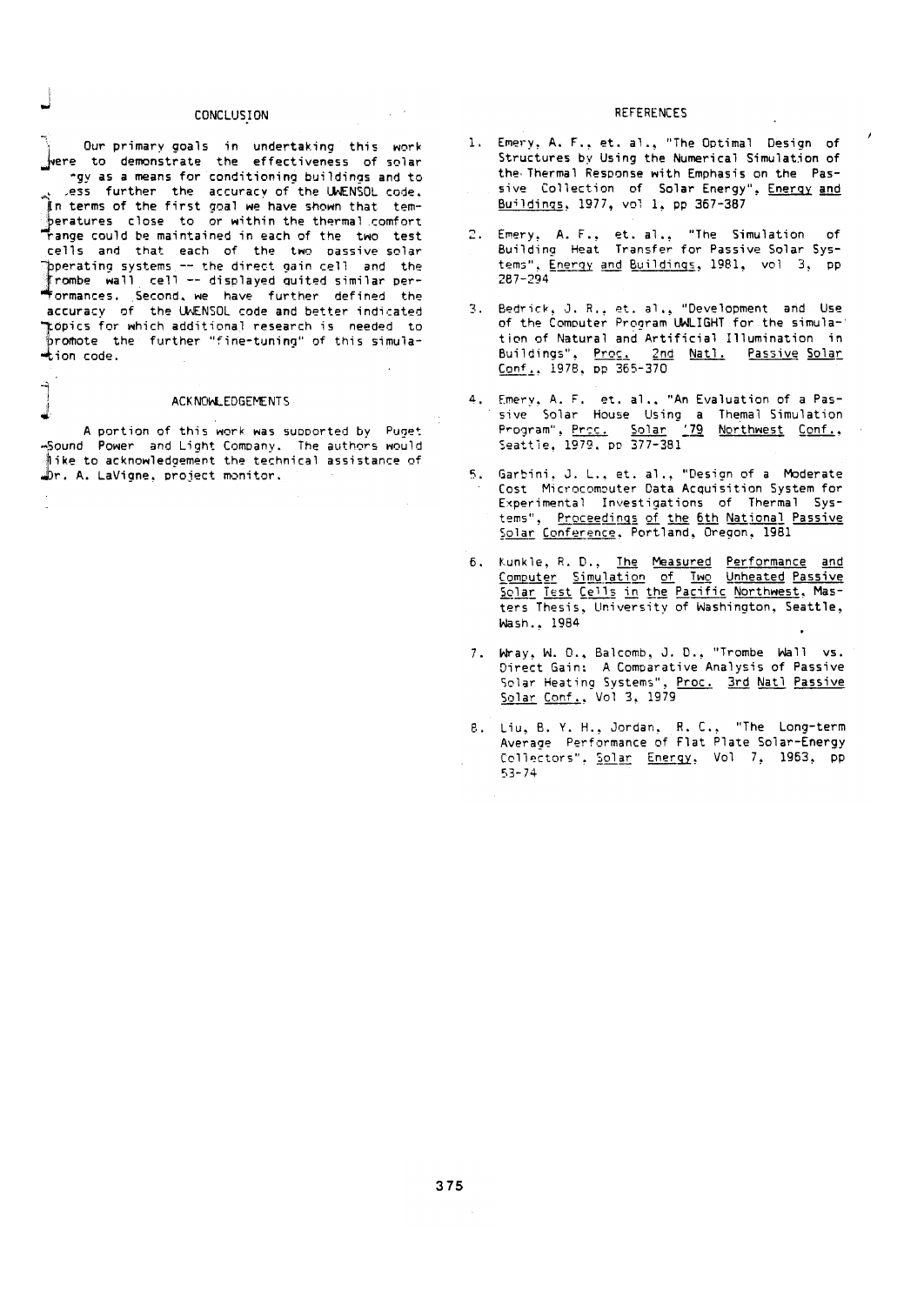## CONCLUSION

Our primary goals in undertaking this work were to demonstrate the effectiveness of solar energy as a means for conditioning buildings and to assess further the accuracy of the UWENSOL code. In terms of the first goal we have shown that temperatures close to or within the thermal comfort range could be maintained in each of the two test cells and that each of the two passive solar operating systems -- the direct gain cell and the Trombe wall cell -- displayed quited similar performances. Second, we have further defined the accuracy of the UWENSOL code and better indicated topics for which additional research is needed to promote the further "fine-tuning" of this simulation code.

## ACKNOWLEDGEMENTS

A portion of this work was supported by Puget Sound Power and Light Company. The authors would like to acknowledgement the technical assistance of Dr. A. LaVigne, project monitor.

## REFERENCES

1. Emery, A. F., et. al., "The Optimal Design of Structures by Using the Numerical Simulation of the Thermal Response with Emphasis on the Passive Collection of Solar Energy", Energy and Buildings, 1977, vol 1, pp 367-387

2. Emery, A. F., et. al., "The Simulation of Building Heat Transfer for Passive Solar Systems", Energy and Buildings, 1981, vol 3, pp 287-294

3. Bedrick, J. R., et. al., "Development and Use of the Computer Program UWLIGHT for the simulation of Natural and Artificial Illumination in Buildings", Proc. 2nd Natl. Passive Solar Conf., 1978, pp 365-370

4. Emery, A. F. et. al., "An Evaluation of a Passive Solar House Using a Themal Simulation Program", Proc. Solar '79 Northwest Conf., Seattle, 1979, pp 377-381

5. Garbini, J. L., et. al., "Design of a Moderate Cost Microcomputer Data Acquisition System for Experimental Investigations of Thermal Systems", Proceedings of the 6th National Passive Solar Conference, Portland, Oregon, 1981

6. Kunkle, R. D., The Measured Performance and Computer Simulation of Two Unheated Passive Solar Test Cells in the Pacific Northwest, Masters Thesis, University of Washington, Seattle, Wash., 1984

7. Wray, W. O., Balcomb, J. D., "Trombe Wall vs. Direct Gain: A Comparative Analysis of Passive Solar Heating Systems", Proc. 3rd Natl Passive Solar Conf., Vol 3, 1979

8. Liu, B. Y. H., Jordan, R. C., "The Long-term Average Performance of Flat Plate Solar-Energy Collectors", Solar Energy, Vol 7, 1963, pp 53-74